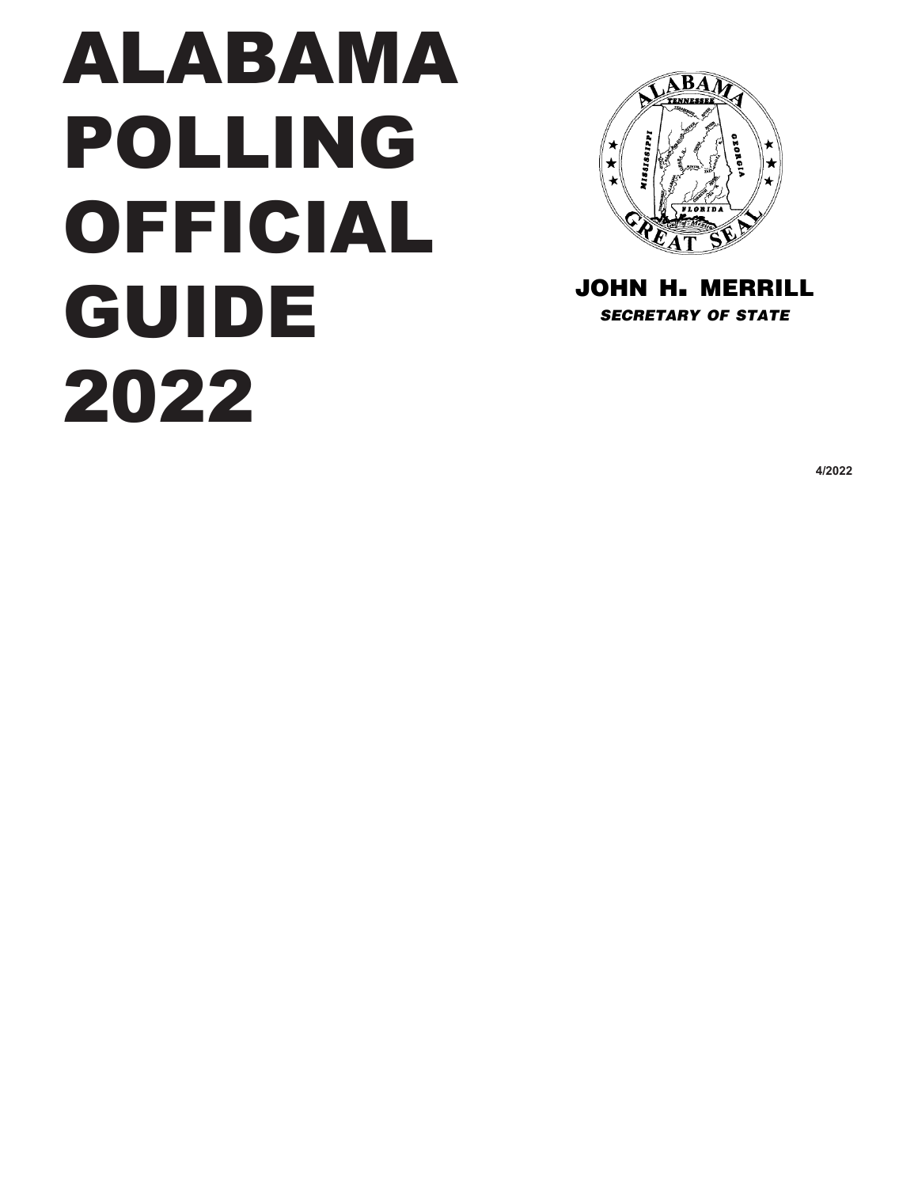# ALABAMA POLLING OFFICIAL GUIDE 2022

**JOHN H. MERRILL**

***SECRETARY OF STATE***

**4/2022**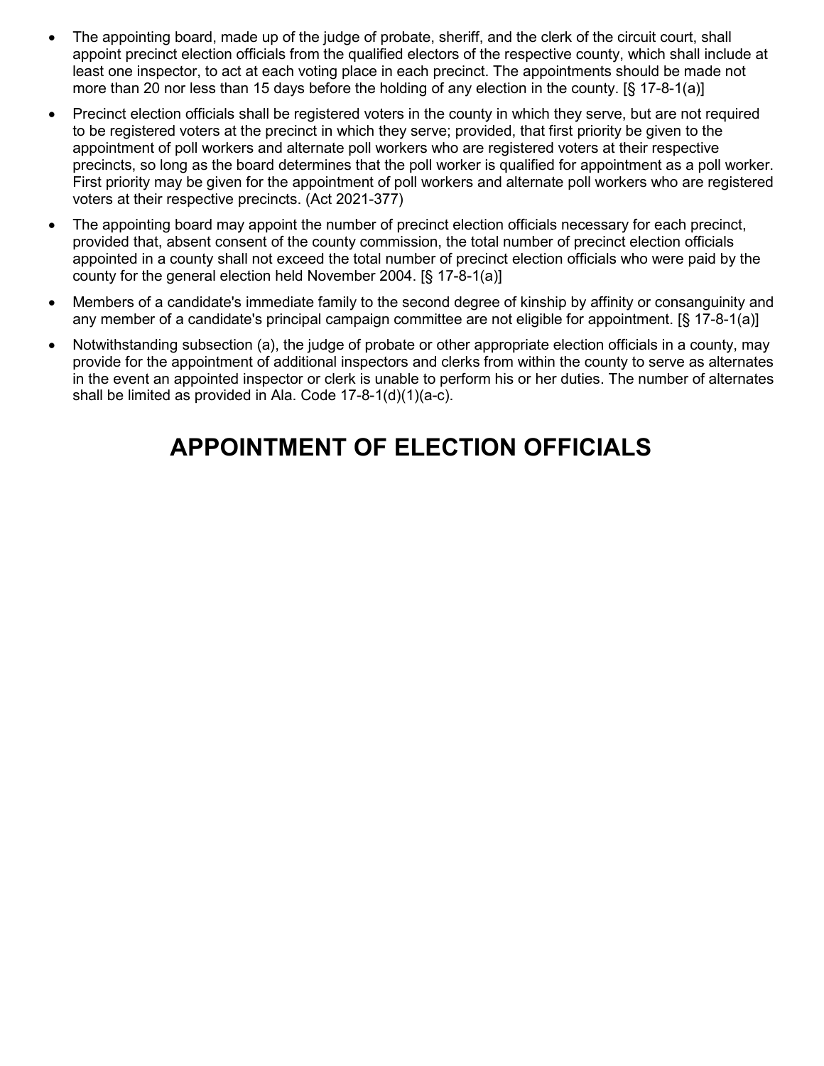- The appointing board, made up of the judge of probate, sheriff, and the clerk of the circuit court, shall appoint precinct election officials from the qualified electors of the respective county, which shall include at least one inspector, to act at each voting place in each precinct. The appointments should be made not more than 20 nor less than 15 days before the holding of any election in the county. [§ 17-8-1(a)]
- Precinct election officials shall be registered voters in the county in which they serve, but are not required to be registered voters at the precinct in which they serve; provided, that first priority be given to the appointment of poll workers and alternate poll workers who are registered voters at their respective precincts, so long as the board determines that the poll worker is qualified for appointment as a poll worker. First priority may be given for the appointment of poll workers and alternate poll workers who are registered voters at their respective precincts. (Act 2021-377)
- The appointing board may appoint the number of precinct election officials necessary for each precinct, provided that, absent consent of the county commission, the total number of precinct election officials appointed in a county shall not exceed the total number of precinct election officials who were paid by the county for the general election held November 2004. [§ 17-8-1(a)]
- Members of a candidate's immediate family to the second degree of kinship by affinity or consanguinity and any member of a candidate's principal campaign committee are not eligible for appointment. [§ 17-8-1(a)]
- Notwithstanding subsection (a), the judge of probate or other appropriate election officials in a county, may provide for the appointment of additional inspectors and clerks from within the county to serve as alternates in the event an appointed inspector or clerk is unable to perform his or her duties. The number of alternates shall be limited as provided in Ala. Code 17-8-1(d)(1)(a-c).

# APPOINTMENT OF ELECTION OFFICIALS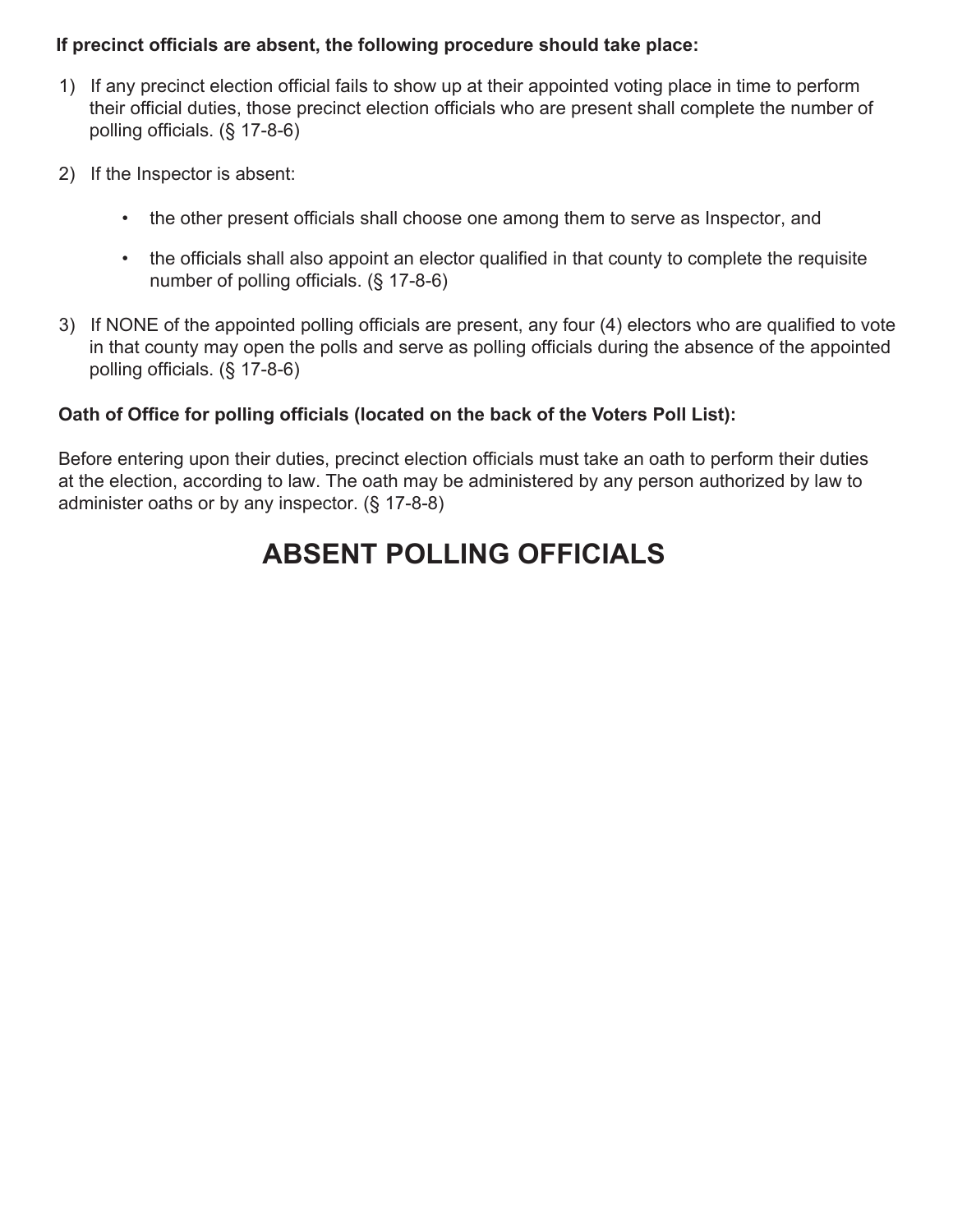**If precinct officials are absent, the following procedure should take place:**

1) If any precinct election official fails to show up at their appointed voting place in time to perform their official duties, those precinct election officials who are present shall complete the number of polling officials. (§ 17-8-6)

2) If the Inspector is absent:

   - the other present officials shall choose one among them to serve as Inspector, and
   - the officials shall also appoint an elector qualified in that county to complete the requisite number of polling officials. (§ 17-8-6)

3) If NONE of the appointed polling officials are present, any four (4) electors who are qualified to vote in that county may open the polls and serve as polling officials during the absence of the appointed polling officials. (§ 17-8-6)

**Oath of Office for polling officials (located on the back of the Voters Poll List):**

Before entering upon their duties, precinct election officials must take an oath to perform their duties at the election, according to law. The oath may be administered by any person authorized by law to administer oaths or by any inspector. (§ 17-8-8)

# ABSENT POLLING OFFICIALS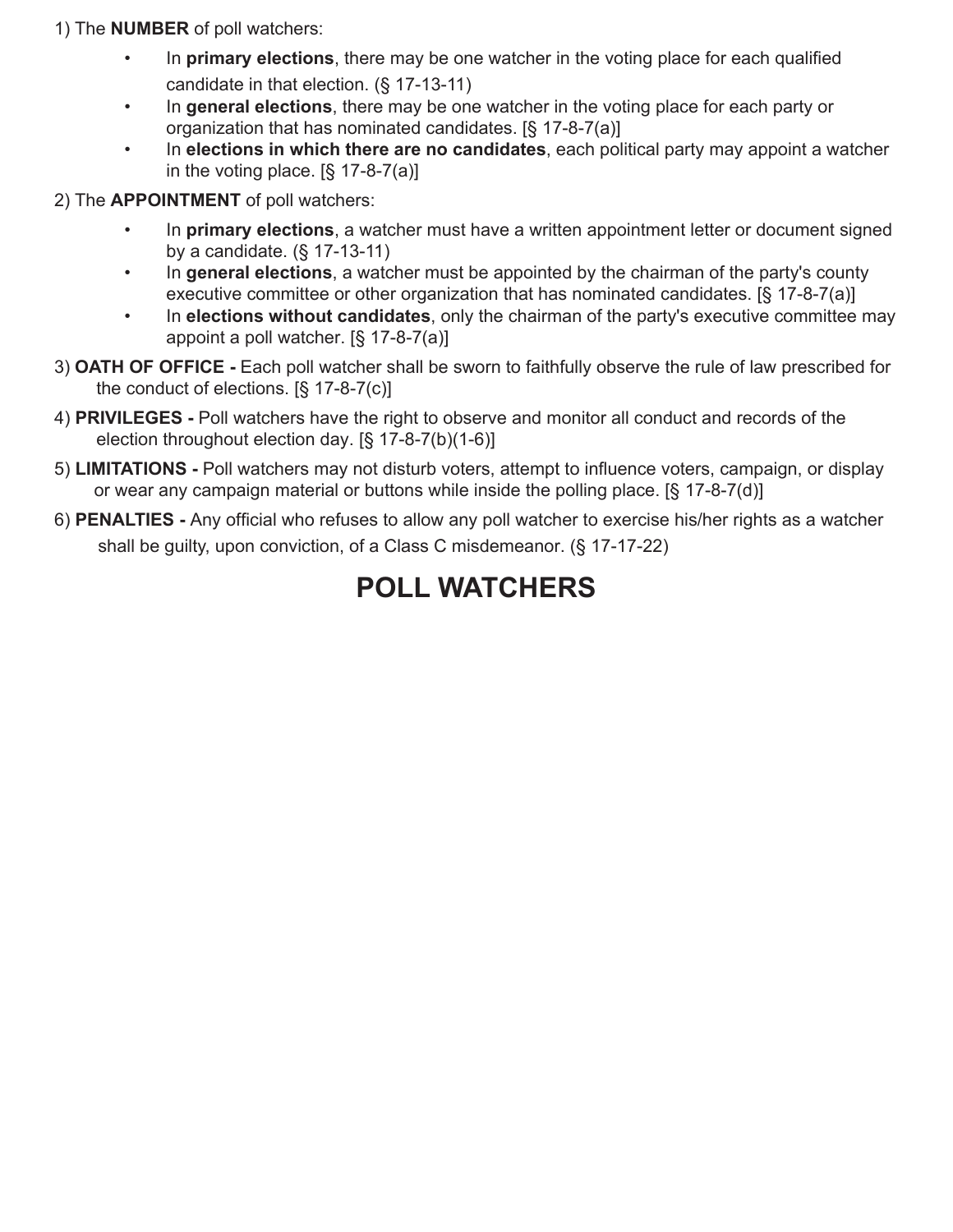1) The **NUMBER** of poll watchers:

- In **primary elections**, there may be one watcher in the voting place for each qualified candidate in that election. (§ 17-13-11)
- In **general elections**, there may be one watcher in the voting place for each party or organization that has nominated candidates. [§ 17-8-7(a)]
- In **elections in which there are no candidates**, each political party may appoint a watcher in the voting place. [§ 17-8-7(a)]

2) The **APPOINTMENT** of poll watchers:

- In **primary elections**, a watcher must have a written appointment letter or document signed by a candidate. (§ 17-13-11)
- In **general elections**, a watcher must be appointed by the chairman of the party's county executive committee or other organization that has nominated candidates. [§ 17-8-7(a)]
- In **elections without candidates**, only the chairman of the party's executive committee may appoint a poll watcher. [§ 17-8-7(a)]

3) **OATH OF OFFICE -** Each poll watcher shall be sworn to faithfully observe the rule of law prescribed for the conduct of elections. [§ 17-8-7(c)]

4) **PRIVILEGES -** Poll watchers have the right to observe and monitor all conduct and records of the election throughout election day. [§ 17-8-7(b)(1-6)]

5) **LIMITATIONS -** Poll watchers may not disturb voters, attempt to influence voters, campaign, or display or wear any campaign material or buttons while inside the polling place. [§ 17-8-7(d)]

6) **PENALTIES -** Any official who refuses to allow any poll watcher to exercise his/her rights as a watcher shall be guilty, upon conviction, of a Class C misdemeanor. (§ 17-17-22)

# POLL WATCHERS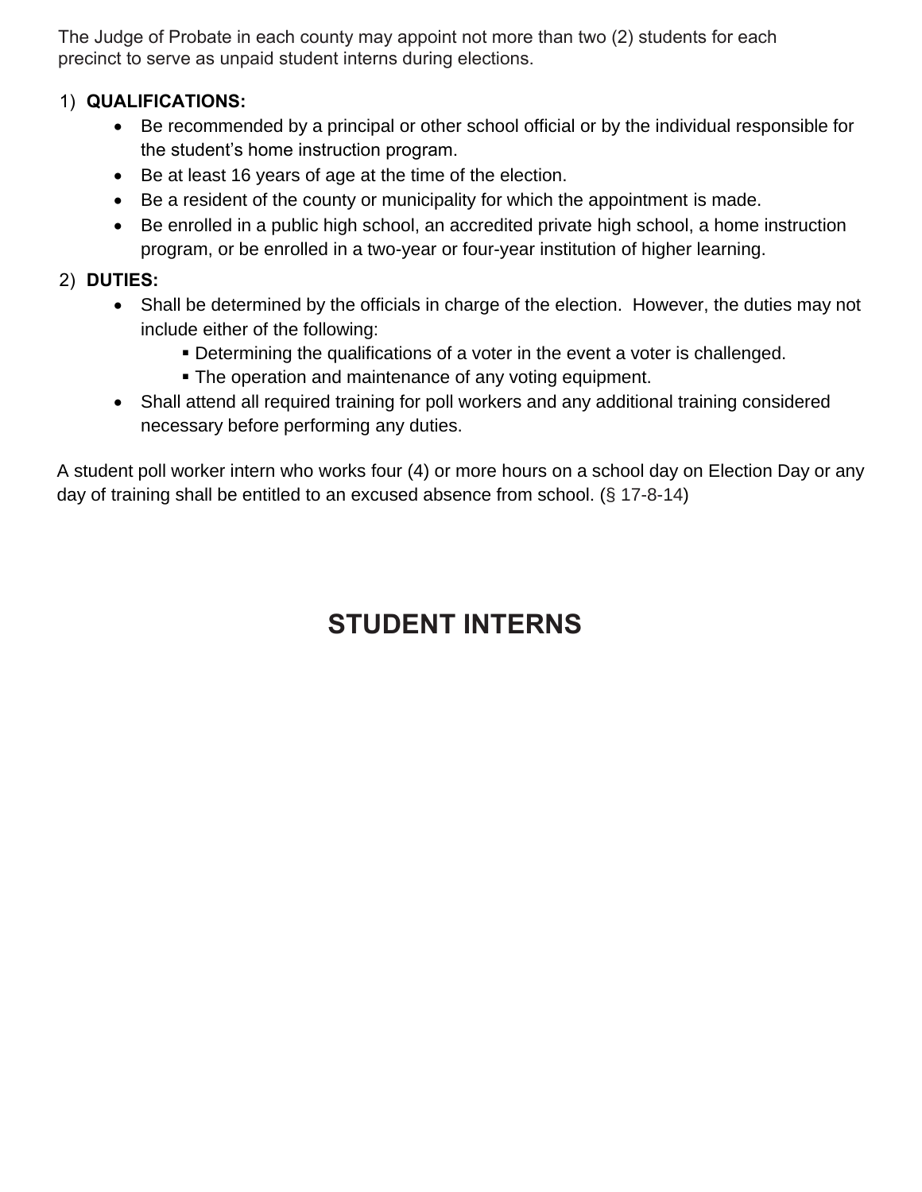The Judge of Probate in each county may appoint not more than two (2) students for each precinct to serve as unpaid student interns during elections.

1) **QUALIFICATIONS:**
   - Be recommended by a principal or other school official or by the individual responsible for the student's home instruction program.
   - Be at least 16 years of age at the time of the election.
   - Be a resident of the county or municipality for which the appointment is made.
   - Be enrolled in a public high school, an accredited private high school, a home instruction program, or be enrolled in a two-year or four-year institution of higher learning.

2) **DUTIES:**
   - Shall be determined by the officials in charge of the election. However, the duties may not include either of the following:
     - Determining the qualifications of a voter in the event a voter is challenged.
     - The operation and maintenance of any voting equipment.
   - Shall attend all required training for poll workers and any additional training considered necessary before performing any duties.

A student poll worker intern who works four (4) or more hours on a school day on Election Day or any day of training shall be entitled to an excused absence from school. (§ 17-8-14)

# STUDENT INTERNS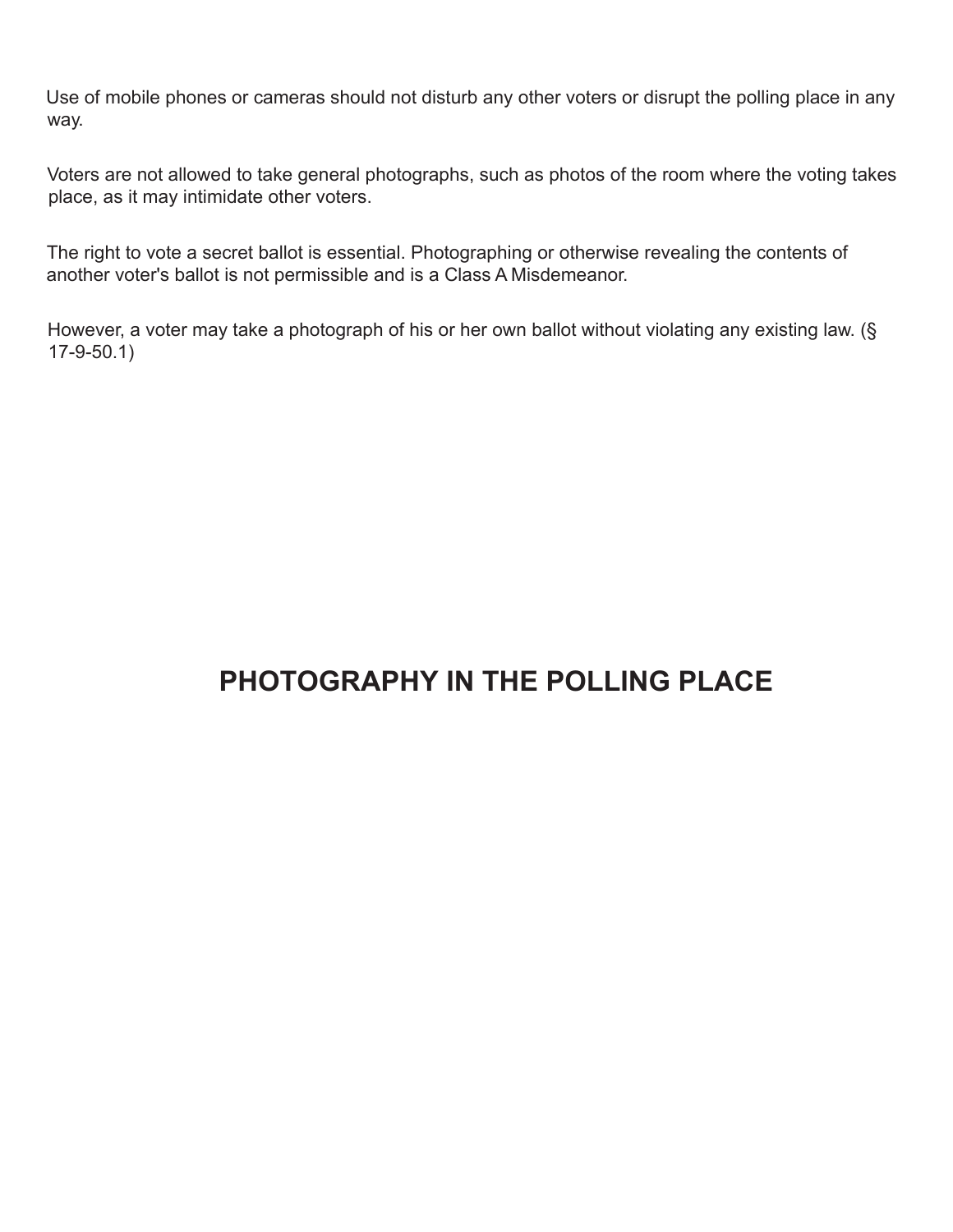Use of mobile phones or cameras should not disturb any other voters or disrupt the polling place in any way.

Voters are not allowed to take general photographs, such as photos of the room where the voting takes place, as it may intimidate other voters.

The right to vote a secret ballot is essential. Photographing or otherwise revealing the contents of another voter's ballot is not permissible and is a Class A Misdemeanor.

However, a voter may take a photograph of his or her own ballot without violating any existing law. (§ 17-9-50.1)

## PHOTOGRAPHY IN THE POLLING PLACE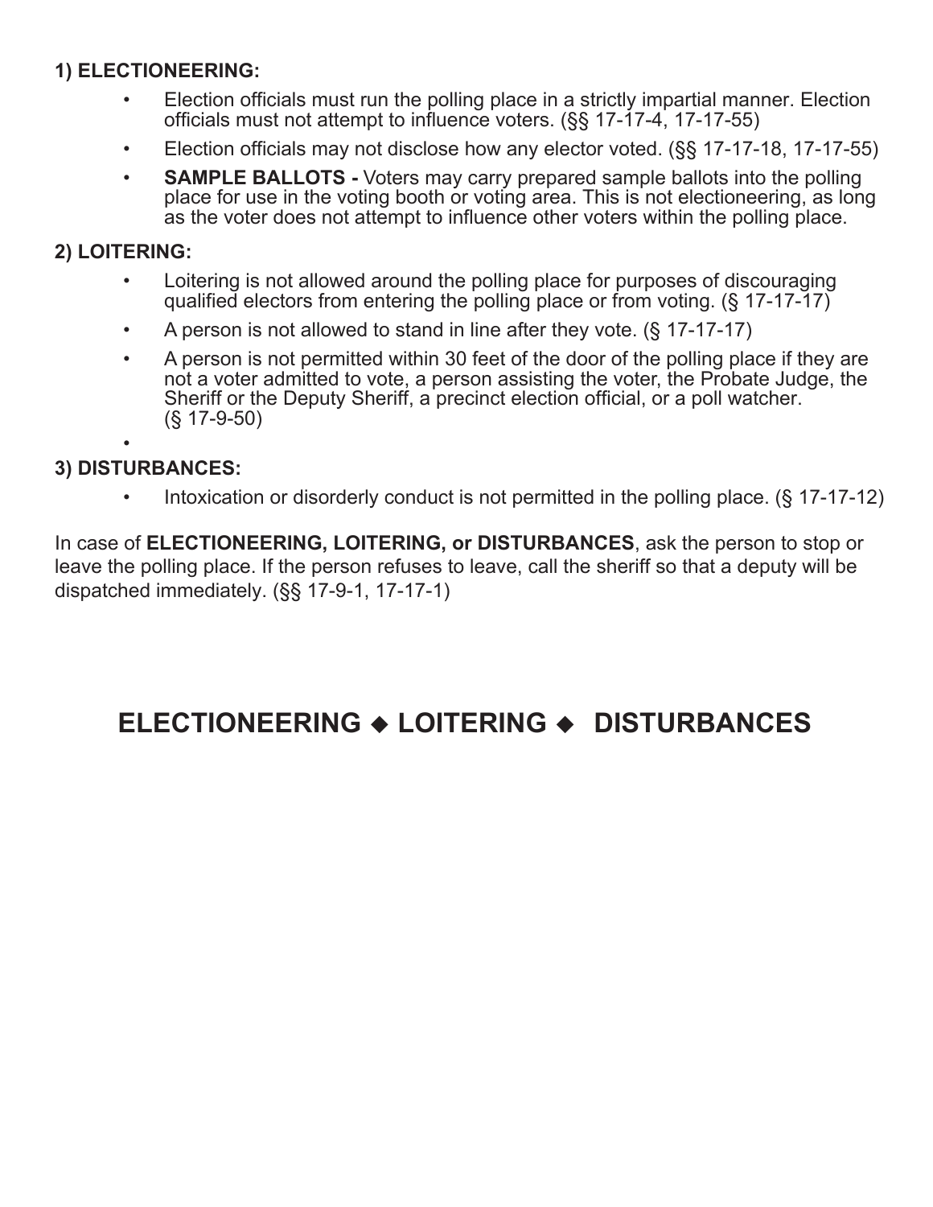**1) ELECTIONEERING:**

- Election officials must run the polling place in a strictly impartial manner. Election officials must not attempt to influence voters. (§§ 17-17-4, 17-17-55)
- Election officials may not disclose how any elector voted. (§§ 17-17-18, 17-17-55)
- **SAMPLE BALLOTS -** Voters may carry prepared sample ballots into the polling place for use in the voting booth or voting area. This is not electioneering, as long as the voter does not attempt to influence other voters within the polling place.

**2) LOITERING:**

- Loitering is not allowed around the polling place for purposes of discouraging qualified electors from entering the polling place or from voting. (§ 17-17-17)
- A person is not allowed to stand in line after they vote. (§ 17-17-17)
- A person is not permitted within 30 feet of the door of the polling place if they are not a voter admitted to vote, a person assisting the voter, the Probate Judge, the Sheriff or the Deputy Sheriff, a precinct election official, or a poll watcher. (§ 17-9-50)

**3) DISTURBANCES:**

- Intoxication or disorderly conduct is not permitted in the polling place. (§ 17-17-12)

In case of **ELECTIONEERING, LOITERING, or DISTURBANCES**, ask the person to stop or leave the polling place. If the person refuses to leave, call the sheriff so that a deputy will be dispatched immediately. (§§ 17-9-1, 17-17-1)

## ELECTIONEERING ◆ LOITERING ◆ DISTURBANCES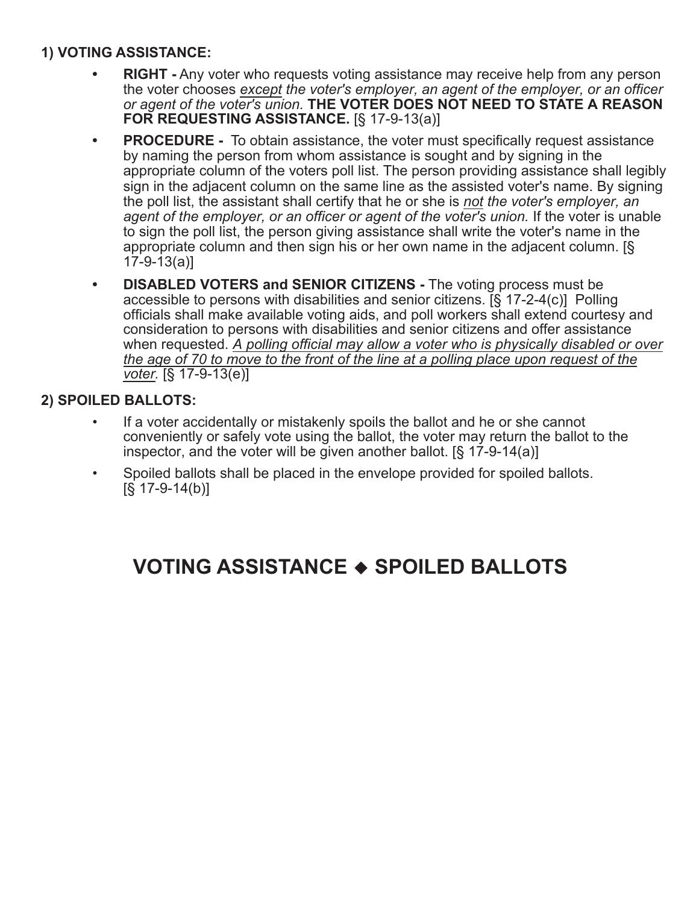## 1) VOTING ASSISTANCE:

- **RIGHT -** Any voter who requests voting assistance may receive help from any person the voter chooses <u>*except*</u> *the voter's employer, an agent of the employer, or an officer or agent of the voter's union.* **THE VOTER DOES NOT NEED TO STATE A REASON FOR REQUESTING ASSISTANCE.** [§ 17-9-13(a)]
- **PROCEDURE -** To obtain assistance, the voter must specifically request assistance by naming the person from whom assistance is sought and by signing in the appropriate column of the voters poll list. The person providing assistance shall legibly sign in the adjacent column on the same line as the assisted voter's name. By signing the poll list, the assistant shall certify that he or she is <u>*not*</u> *the voter's employer, an agent of the employer, or an officer or agent of the voter's union.* If the voter is unable to sign the poll list, the person giving assistance shall write the voter's name in the appropriate column and then sign his or her own name in the adjacent column. [§ 17-9-13(a)]
- **DISABLED VOTERS and SENIOR CITIZENS -** The voting process must be accessible to persons with disabilities and senior citizens. [§ 17-2-4(c)] Polling officials shall make available voting aids, and poll workers shall extend courtesy and consideration to persons with disabilities and senior citizens and offer assistance when requested. <u>*A polling official may allow a voter who is physically disabled or over the age of 70 to move to the front of the line at a polling place upon request of the voter*</u>. [§ 17-9-13(e)]

## 2) SPOILED BALLOTS:

- If a voter accidentally or mistakenly spoils the ballot and he or she cannot conveniently or safely vote using the ballot, the voter may return the ballot to the inspector, and the voter will be given another ballot. [§ 17-9-14(a)]
- Spoiled ballots shall be placed in the envelope provided for spoiled ballots. [§ 17-9-14(b)]

# VOTING ASSISTANCE ◆ SPOILED BALLOTS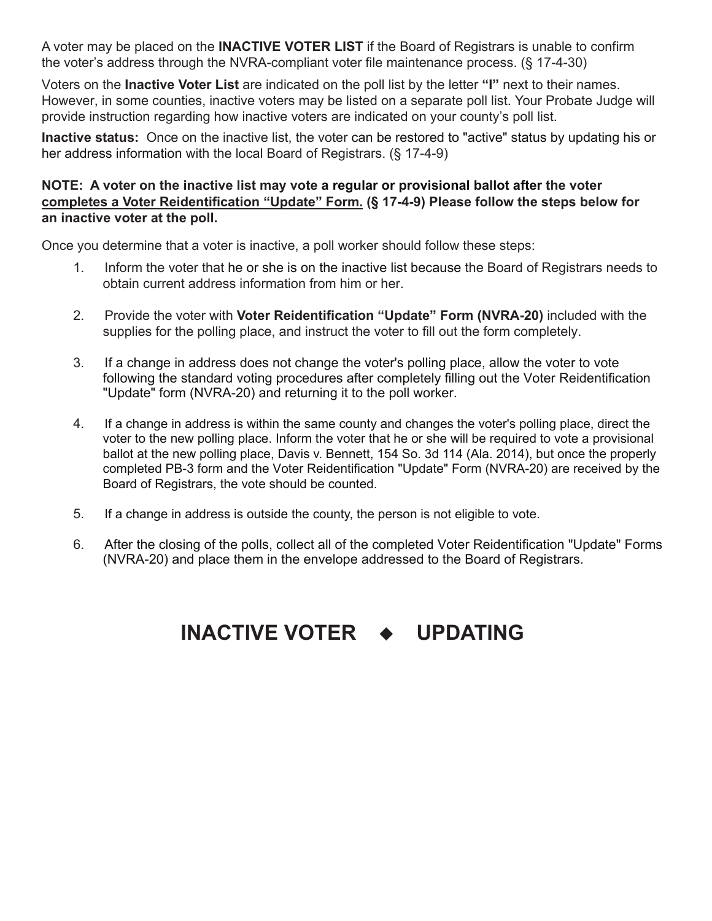A voter may be placed on the **INACTIVE VOTER LIST** if the Board of Registrars is unable to confirm the voter's address through the NVRA-compliant voter file maintenance process. (§ 17-4-30)

Voters on the **Inactive Voter List** are indicated on the poll list by the letter **"I"** next to their names. However, in some counties, inactive voters may be listed on a separate poll list. Your Probate Judge will provide instruction regarding how inactive voters are indicated on your county's poll list.

**Inactive status:** Once on the inactive list, the voter can be restored to "active" status by updating his or her address information with the local Board of Registrars. (§ 17-4-9)

**NOTE: A voter on the inactive list may vote a regular or provisional ballot after the voter <u>completes a Voter Reidentification "Update" Form.</u> (§ 17-4-9) Please follow the steps below for an inactive voter at the poll.**

Once you determine that a voter is inactive, a poll worker should follow these steps:

1. Inform the voter that he or she is on the inactive list because the Board of Registrars needs to obtain current address information from him or her.

2. Provide the voter with **Voter Reidentification "Update" Form (NVRA-20)** included with the supplies for the polling place, and instruct the voter to fill out the form completely.

3. If a change in address does not change the voter's polling place, allow the voter to vote following the standard voting procedures after completely filling out the Voter Reidentification "Update" form (NVRA-20) and returning it to the poll worker.

4. If a change in address is within the same county and changes the voter's polling place, direct the voter to the new polling place. Inform the voter that he or she will be required to vote a provisional ballot at the new polling place, Davis v. Bennett, 154 So. 3d 114 (Ala. 2014), but once the properly completed PB-3 form and the Voter Reidentification "Update" Form (NVRA-20) are received by the Board of Registrars, the vote should be counted.

5. If a change in address is outside the county, the person is not eligible to vote.

6. After the closing of the polls, collect all of the completed Voter Reidentification "Update" Forms (NVRA-20) and place them in the envelope addressed to the Board of Registrars.

# INACTIVE VOTER ◆ UPDATING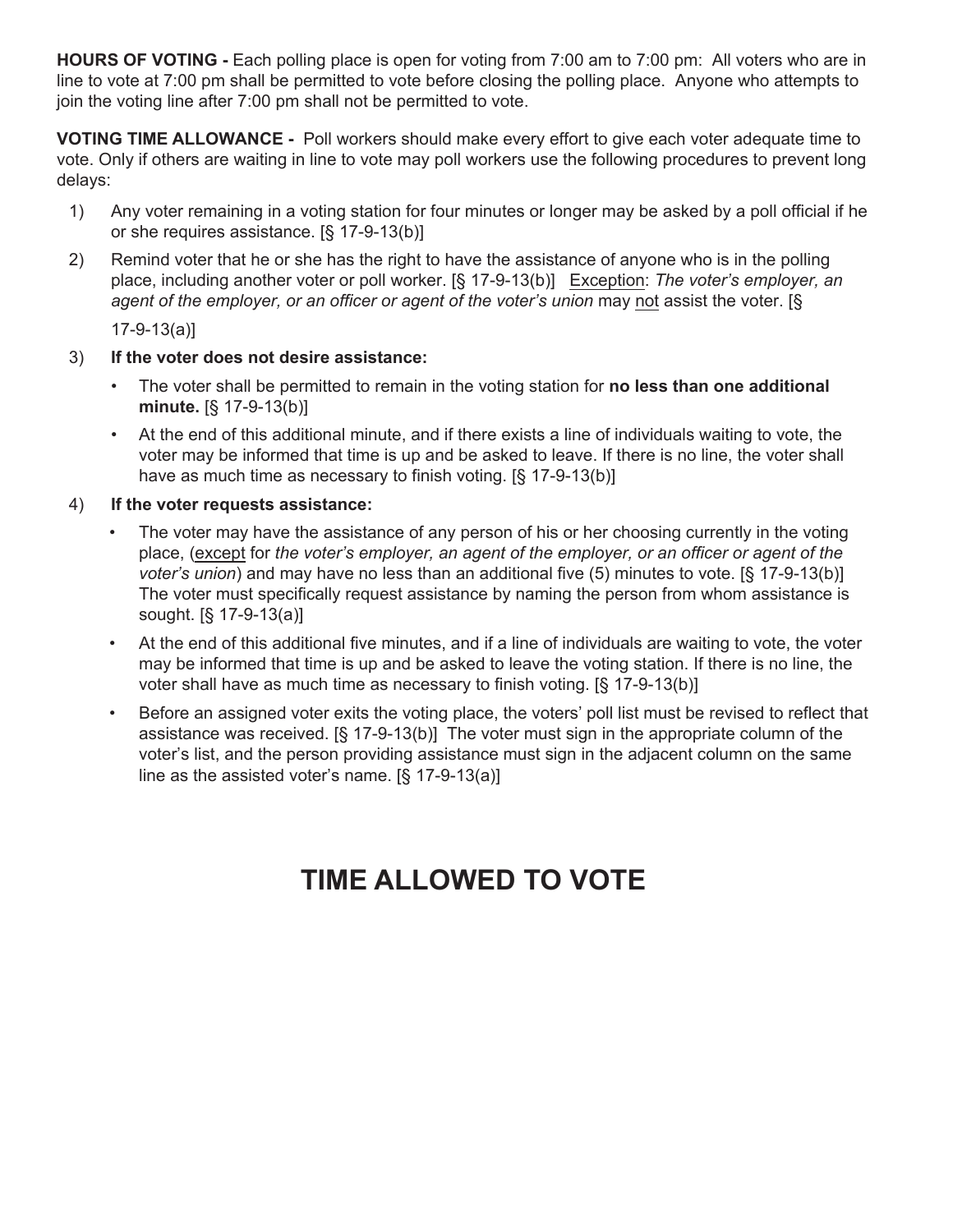**HOURS OF VOTING -** Each polling place is open for voting from 7:00 am to 7:00 pm: All voters who are in line to vote at 7:00 pm shall be permitted to vote before closing the polling place. Anyone who attempts to join the voting line after 7:00 pm shall not be permitted to vote.

**VOTING TIME ALLOWANCE -** Poll workers should make every effort to give each voter adequate time to vote. Only if others are waiting in line to vote may poll workers use the following procedures to prevent long delays:

1) Any voter remaining in a voting station for four minutes or longer may be asked by a poll official if he or she requires assistance. [§ 17-9-13(b)]
2) Remind voter that he or she has the right to have the assistance of anyone who is in the polling place, including another voter or poll worker. [§ 17-9-13(b)] <u>Exception</u>: *The voter's employer, an agent of the employer, or an officer or agent of the voter's union* may <u>not</u> assist the voter. [§ 17-9-13(a)]
3) **If the voter does not desire assistance:**
   - The voter shall be permitted to remain in the voting station for **no less than one additional minute.** [§ 17-9-13(b)]
   - At the end of this additional minute, and if there exists a line of individuals waiting to vote, the voter may be informed that time is up and be asked to leave. If there is no line, the voter shall have as much time as necessary to finish voting. [§ 17-9-13(b)]
4) **If the voter requests assistance:**
   - The voter may have the assistance of any person of his or her choosing currently in the voting place, (<u>except</u> for *the voter's employer, an agent of the employer, or an officer or agent of the voter's union*) and may have no less than an additional five (5) minutes to vote. [§ 17-9-13(b)] The voter must specifically request assistance by naming the person from whom assistance is sought. [§ 17-9-13(a)]
   - At the end of this additional five minutes, and if a line of individuals are waiting to vote, the voter may be informed that time is up and be asked to leave the voting station. If there is no line, the voter shall have as much time as necessary to finish voting. [§ 17-9-13(b)]
   - Before an assigned voter exits the voting place, the voters' poll list must be revised to reflect that assistance was received. [§ 17-9-13(b)] The voter must sign in the appropriate column of the voter's list, and the person providing assistance must sign in the adjacent column on the same line as the assisted voter's name. [§ 17-9-13(a)]

# TIME ALLOWED TO VOTE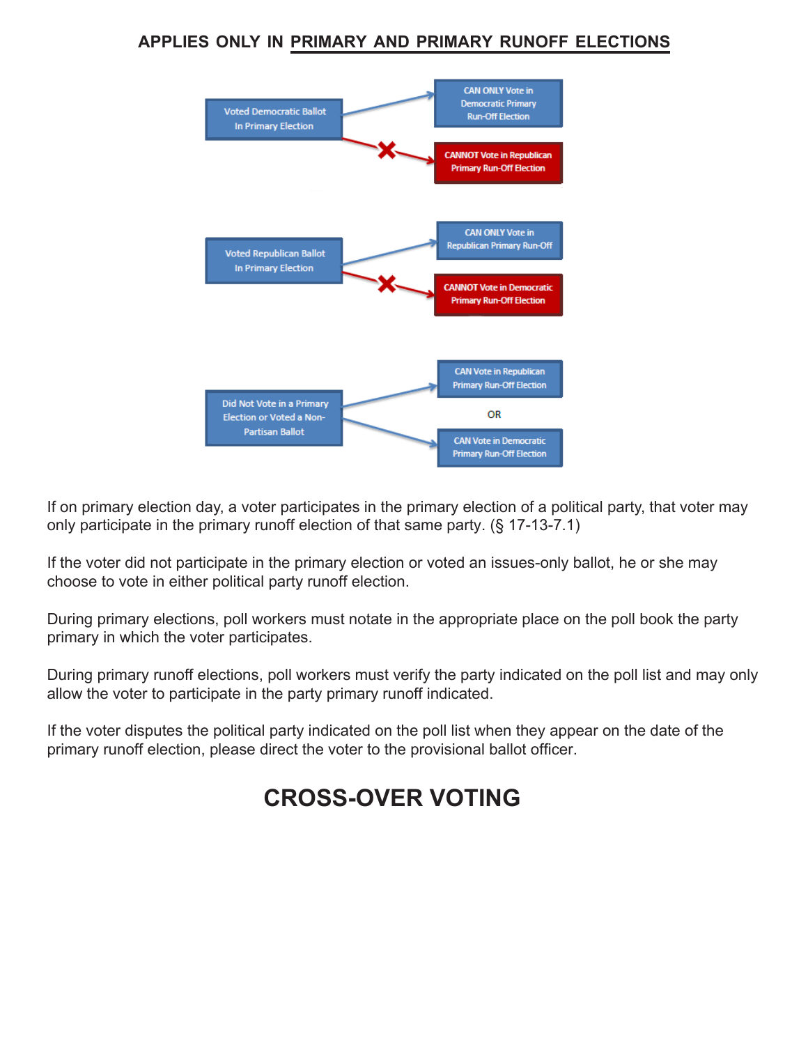**APPLIES ONLY IN PRIMARY AND PRIMARY RUNOFF ELECTIONS**

| Primary Election | Primary Run-Off Election |
|---|---|
| Voted Democratic Ballot In Primary Election | CAN ONLY Vote in Democratic Primary Run-Off Election |
| | CANNOT Vote in Republican Primary Run-Off Election |
| Voted Republican Ballot In Primary Election | CAN ONLY Vote in Republican Primary Run-Off |
| | CANNOT Vote in Democratic Primary Run-Off Election |
| Did Not Vote in a Primary Election or Voted a Non-Partisan Ballot | CAN Vote in Republican Primary Run-Off Election OR CAN Vote in Democratic Primary Run-Off Election |

If on primary election day, a voter participates in the primary election of a political party, that voter may only participate in the primary runoff election of that same party. (§ 17-13-7.1)

If the voter did not participate in the primary election or voted an issues-only ballot, he or she may choose to vote in either political party runoff election.

During primary elections, poll workers must notate in the appropriate place on the poll book the party primary in which the voter participates.

During primary runoff elections, poll workers must verify the party indicated on the poll list and may only allow the voter to participate in the party primary runoff indicated.

If the voter disputes the political party indicated on the poll list when they appear on the date of the primary runoff election, please direct the voter to the provisional ballot officer.

# CROSS-OVER VOTING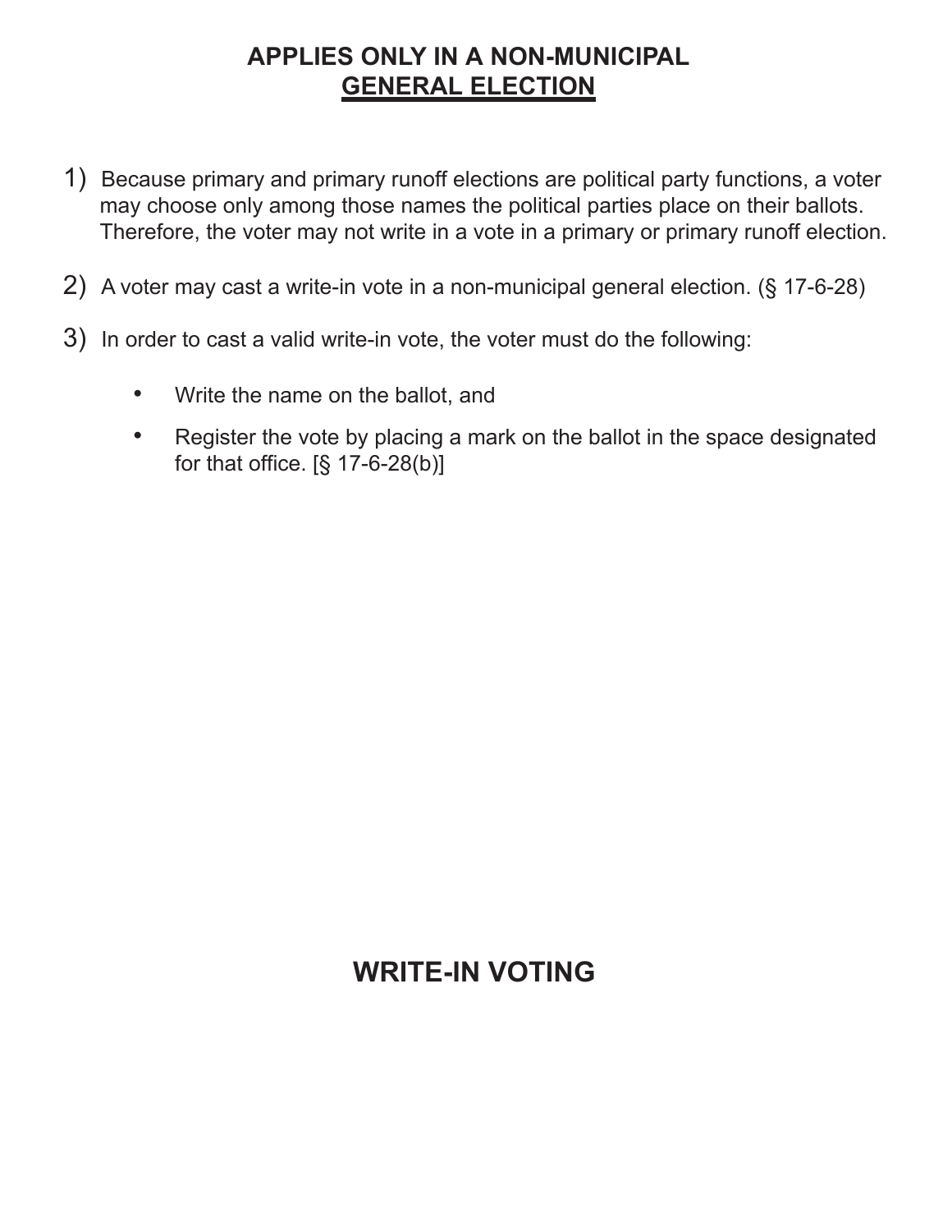## APPLIES ONLY IN A NON-MUNICIPAL
## GENERAL ELECTION

1) Because primary and primary runoff elections are political party functions, a voter may choose only among those names the political parties place on their ballots. Therefore, the voter may not write in a vote in a primary or primary runoff election.

2) A voter may cast a write-in vote in a non-municipal general election. (§ 17-6-28)

3) In order to cast a valid write-in vote, the voter must do the following:

   - Write the name on the ballot, and
   - Register the vote by placing a mark on the ballot in the space designated for that office. [§ 17-6-28(b)]

# WRITE-IN VOTING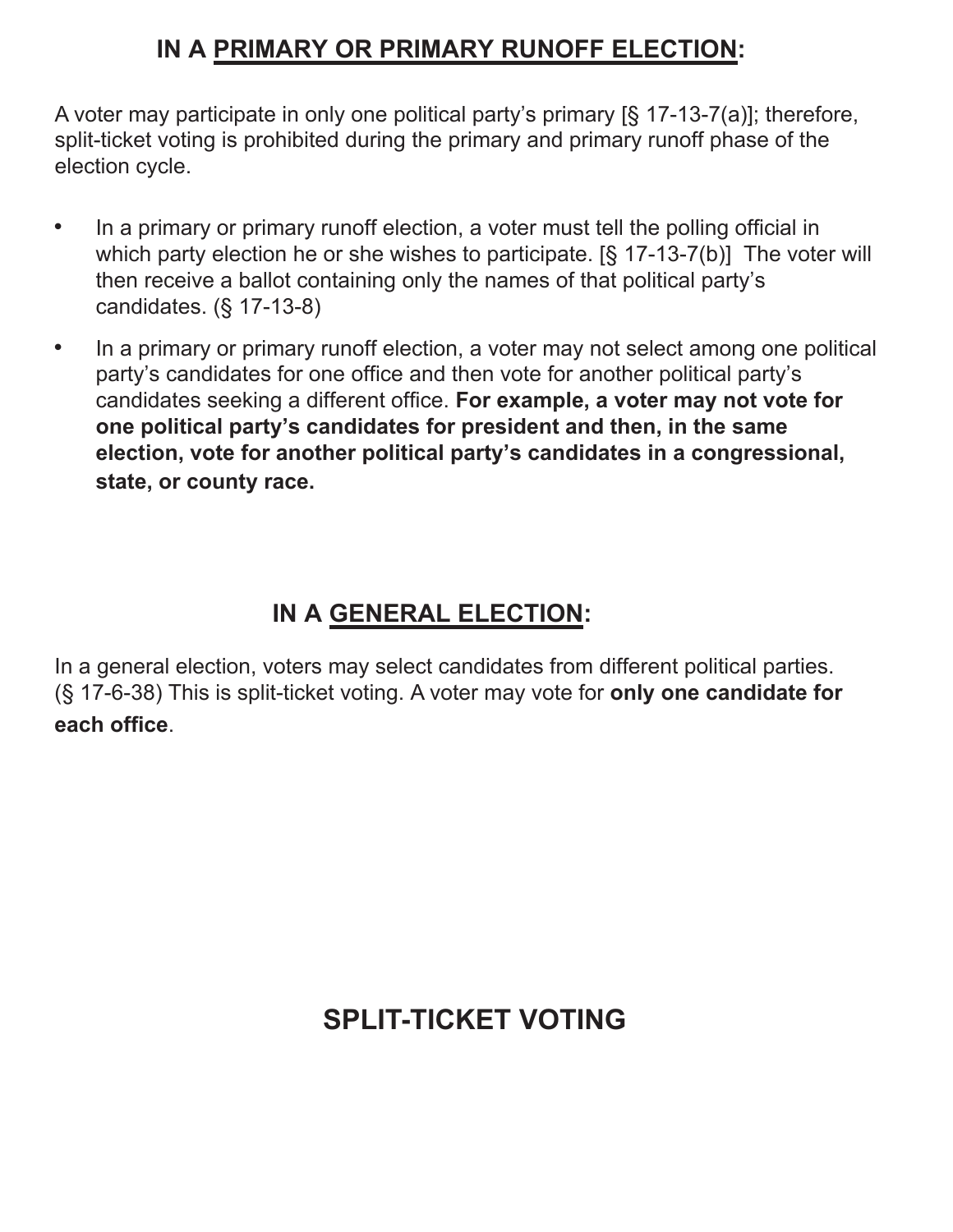## IN A PRIMARY OR PRIMARY RUNOFF ELECTION:

A voter may participate in only one political party's primary [§ 17-13-7(a)]; therefore, split-ticket voting is prohibited during the primary and primary runoff phase of the election cycle.

- In a primary or primary runoff election, a voter must tell the polling official in which party election he or she wishes to participate. [§ 17-13-7(b)] The voter will then receive a ballot containing only the names of that political party's candidates. (§ 17-13-8)
- In a primary or primary runoff election, a voter may not select among one political party's candidates for one office and then vote for another political party's candidates seeking a different office. **For example, a voter may not vote for one political party's candidates for president and then, in the same election, vote for another political party's candidates in a congressional, state, or county race.**

## IN A GENERAL ELECTION:

In a general election, voters may select candidates from different political parties. (§ 17-6-38) This is split-ticket voting. A voter may vote for **only one candidate for each office**.

## SPLIT-TICKET VOTING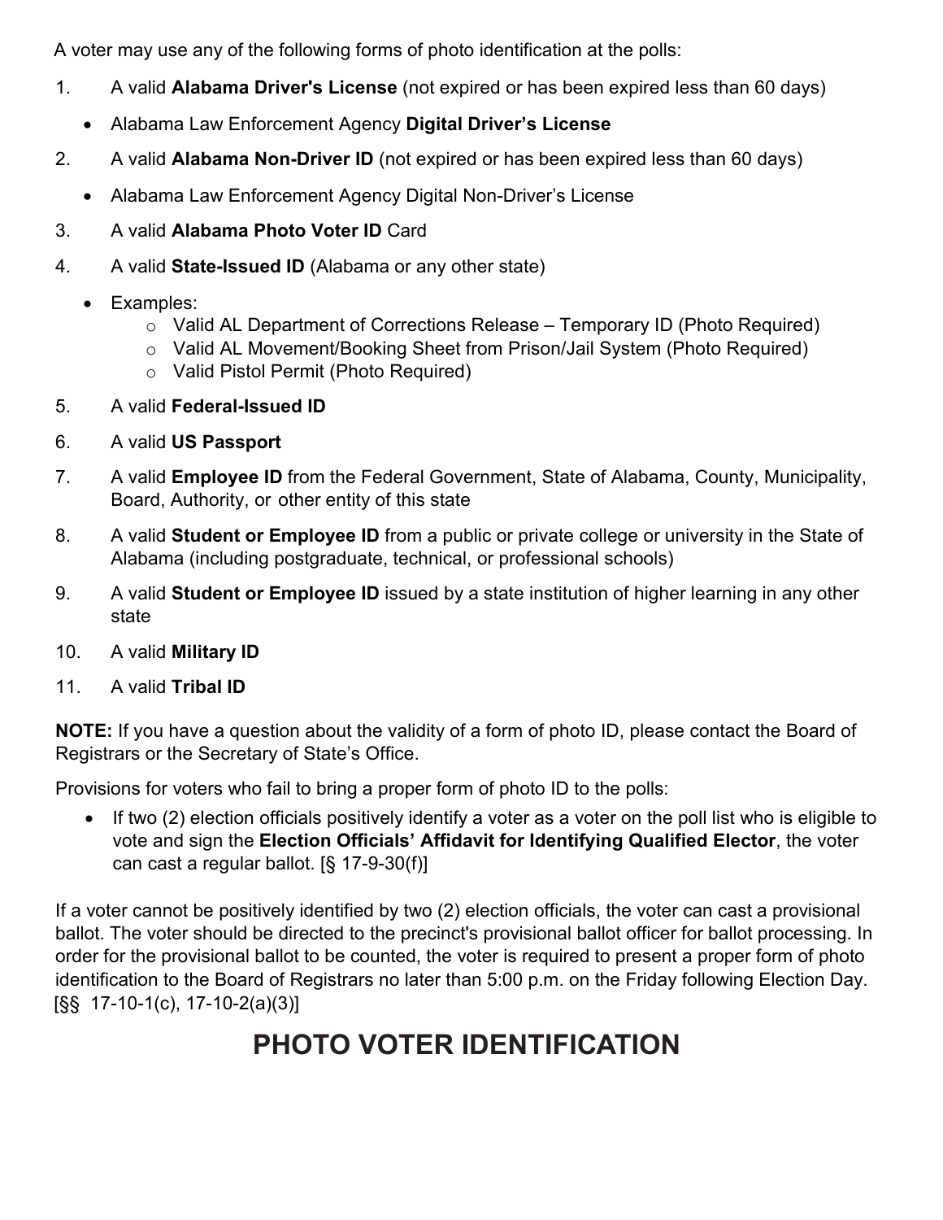A voter may use any of the following forms of photo identification at the polls:

1. A valid **Alabama Driver's License** (not expired or has been expired less than 60 days)
   - Alabama Law Enforcement Agency **Digital Driver's License**
2. A valid **Alabama Non-Driver ID** (not expired or has been expired less than 60 days)
   - Alabama Law Enforcement Agency Digital Non-Driver's License
3. A valid **Alabama Photo Voter ID** Card
4. A valid **State-Issued ID** (Alabama or any other state)
   - Examples:
     - Valid AL Department of Corrections Release – Temporary ID (Photo Required)
     - Valid AL Movement/Booking Sheet from Prison/Jail System (Photo Required)
     - Valid Pistol Permit (Photo Required)
5. A valid **Federal-Issued ID**
6. A valid **US Passport**
7. A valid **Employee ID** from the Federal Government, State of Alabama, County, Municipality, Board, Authority, or other entity of this state
8. A valid **Student or Employee ID** from a public or private college or university in the State of Alabama (including postgraduate, technical, or professional schools)
9. A valid **Student or Employee ID** issued by a state institution of higher learning in any other state
10. A valid **Military ID**
11. A valid **Tribal ID**

**NOTE:** If you have a question about the validity of a form of photo ID, please contact the Board of Registrars or the Secretary of State's Office.

Provisions for voters who fail to bring a proper form of photo ID to the polls:

- If two (2) election officials positively identify a voter as a voter on the poll list who is eligible to vote and sign the **Election Officials' Affidavit for Identifying Qualified Elector**, the voter can cast a regular ballot. [§ 17-9-30(f)]

If a voter cannot be positively identified by two (2) election officials, the voter can cast a provisional ballot. The voter should be directed to the precinct's provisional ballot officer for ballot processing. In order for the provisional ballot to be counted, the voter is required to present a proper form of photo identification to the Board of Registrars no later than 5:00 p.m. on the Friday following Election Day. [§§ 17-10-1(c), 17-10-2(a)(3)]

# PHOTO VOTER IDENTIFICATION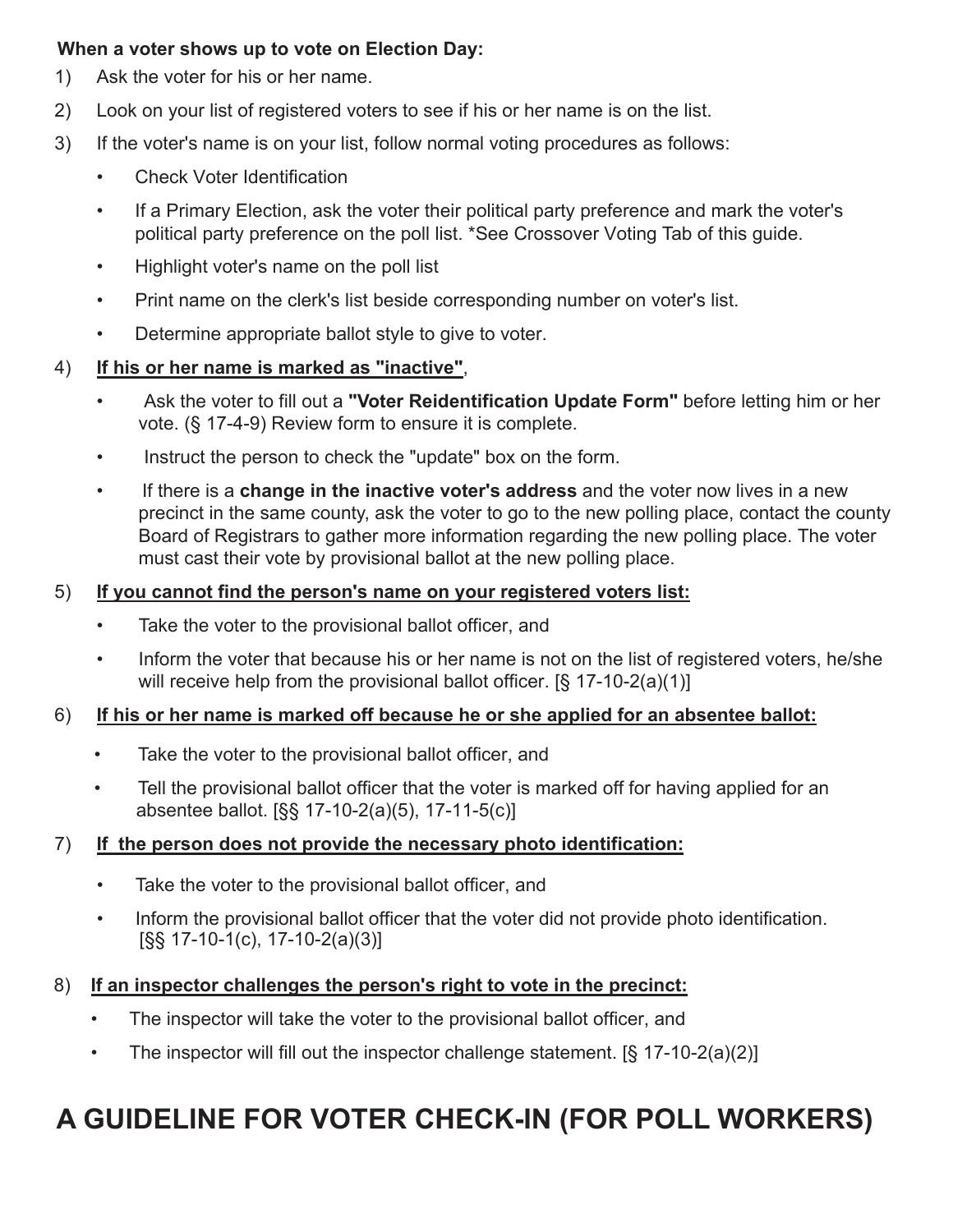**When a voter shows up to vote on Election Day:**

1) Ask the voter for his or her name.

2) Look on your list of registered voters to see if his or her name is on the list.

3) If the voter's name is on your list, follow normal voting procedures as follows:
   - Check Voter Identification
   - If a Primary Election, ask the voter their political party preference and mark the voter's political party preference on the poll list. *See Crossover Voting Tab of this guide.
   - Highlight voter's name on the poll list
   - Print name on the clerk's list beside corresponding number on voter's list.
   - Determine appropriate ballot style to give to voter.

4) **<u>If his or her name is marked as "inactive"</u>**,
   - Ask the voter to fill out a **"Voter Reidentification Update Form"** before letting him or her vote. (§ 17-4-9) Review form to ensure it is complete.
   - Instruct the person to check the "update" box on the form.
   - If there is a **change in the inactive voter's address** and the voter now lives in a new precinct in the same county, ask the voter to go to the new polling place, contact the county Board of Registrars to gather more information regarding the new polling place. The voter must cast their vote by provisional ballot at the new polling place.

5) **<u>If you cannot find the person's name on your registered voters list:</u>**
   - Take the voter to the provisional ballot officer, and
   - Inform the voter that because his or her name is not on the list of registered voters, he/she will receive help from the provisional ballot officer. [§ 17-10-2(a)(1)]

6) **<u>If his or her name is marked off because he or she applied for an absentee ballot:</u>**
   - Take the voter to the provisional ballot officer, and
   - Tell the provisional ballot officer that the voter is marked off for having applied for an absentee ballot. [§§ 17-10-2(a)(5), 17-11-5(c)]

7) **<u>If the person does not provide the necessary photo identification:</u>**
   - Take the voter to the provisional ballot officer, and
   - Inform the provisional ballot officer that the voter did not provide photo identification. [§§ 17-10-1(c), 17-10-2(a)(3)]

8) **<u>If an inspector challenges the person's right to vote in the precinct:</u>**
   - The inspector will take the voter to the provisional ballot officer, and
   - The inspector will fill out the inspector challenge statement. [§ 17-10-2(a)(2)]

# A GUIDELINE FOR VOTER CHECK-IN (FOR POLL WORKERS)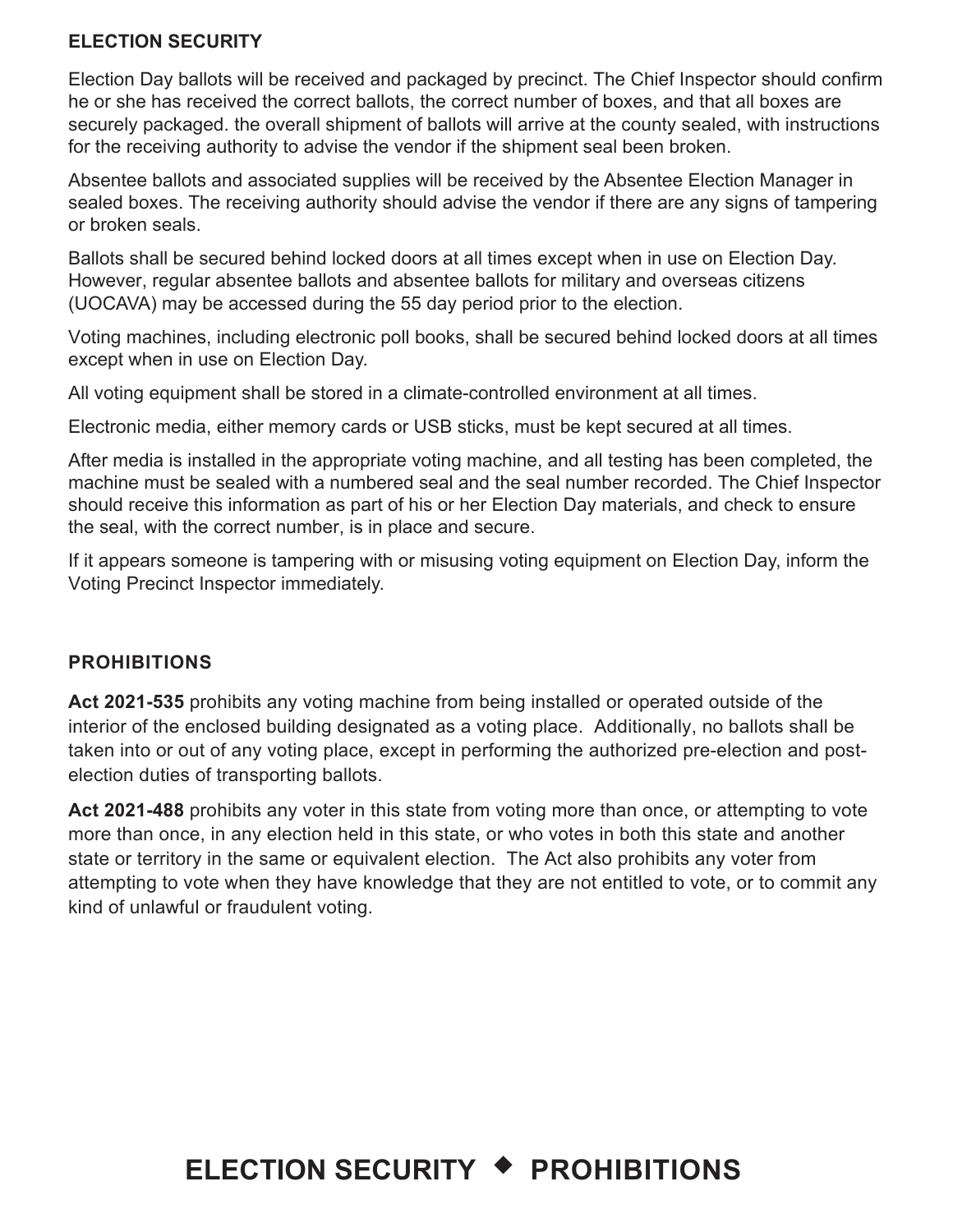## ELECTION SECURITY

Election Day ballots will be received and packaged by precinct. The Chief Inspector should confirm he or she has received the correct ballots, the correct number of boxes, and that all boxes are securely packaged. the overall shipment of ballots will arrive at the county sealed, with instructions for the receiving authority to advise the vendor if the shipment seal been broken.

Absentee ballots and associated supplies will be received by the Absentee Election Manager in sealed boxes. The receiving authority should advise the vendor if there are any signs of tampering or broken seals.

Ballots shall be secured behind locked doors at all times except when in use on Election Day. However, regular absentee ballots and absentee ballots for military and overseas citizens (UOCAVA) may be accessed during the 55 day period prior to the election.

Voting machines, including electronic poll books, shall be secured behind locked doors at all times except when in use on Election Day.

All voting equipment shall be stored in a climate-controlled environment at all times.

Electronic media, either memory cards or USB sticks, must be kept secured at all times.

After media is installed in the appropriate voting machine, and all testing has been completed, the machine must be sealed with a numbered seal and the seal number recorded. The Chief Inspector should receive this information as part of his or her Election Day materials, and check to ensure the seal, with the correct number, is in place and secure.

If it appears someone is tampering with or misusing voting equipment on Election Day, inform the Voting Precinct Inspector immediately.

## PROHIBITIONS

**Act 2021-535** prohibits any voting machine from being installed or operated outside of the interior of the enclosed building designated as a voting place. Additionally, no ballots shall be taken into or out of any voting place, except in performing the authorized pre-election and post-election duties of transporting ballots.

**Act 2021-488** prohibits any voter in this state from voting more than once, or attempting to vote more than once, in any election held in this state, or who votes in both this state and another state or territory in the same or equivalent election. The Act also prohibits any voter from attempting to vote when they have knowledge that they are not entitled to vote, or to commit any kind of unlawful or fraudulent voting.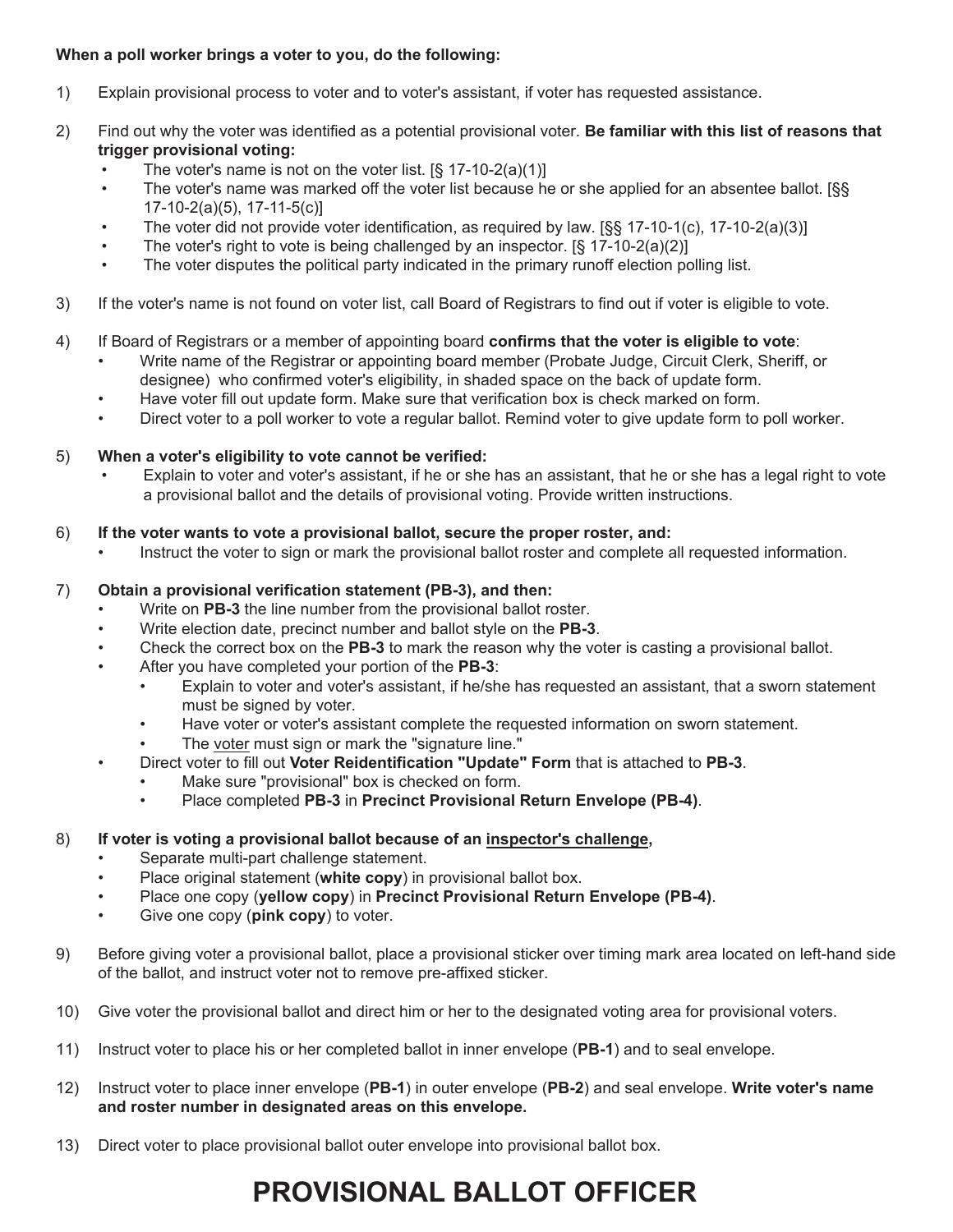**When a poll worker brings a voter to you, do the following:**

1) Explain provisional process to voter and to voter's assistant, if voter has requested assistance.

2) Find out why the voter was identified as a potential provisional voter. **Be familiar with this list of reasons that trigger provisional voting:**
   - The voter's name is not on the voter list. [§ 17-10-2(a)(1)]
   - The voter's name was marked off the voter list because he or she applied for an absentee ballot. [§§ 17-10-2(a)(5), 17-11-5(c)]
   - The voter did not provide voter identification, as required by law. [§§ 17-10-1(c), 17-10-2(a)(3)]
   - The voter's right to vote is being challenged by an inspector. [§ 17-10-2(a)(2)]
   - The voter disputes the political party indicated in the primary runoff election polling list.

3) If the voter's name is not found on voter list, call Board of Registrars to find out if voter is eligible to vote.

4) If Board of Registrars or a member of appointing board **confirms that the voter is eligible to vote**:
   - Write name of the Registrar or appointing board member (Probate Judge, Circuit Clerk, Sheriff, or designee) who confirmed voter's eligibility, in shaded space on the back of update form.
   - Have voter fill out update form. Make sure that verification box is check marked on form.
   - Direct voter to a poll worker to vote a regular ballot. Remind voter to give update form to poll worker.

5) **When a voter's eligibility to vote cannot be verified:**
   - Explain to voter and voter's assistant, if he or she has an assistant, that he or she has a legal right to vote a provisional ballot and the details of provisional voting. Provide written instructions.

6) **If the voter wants to vote a provisional ballot, secure the proper roster, and:**
   - Instruct the voter to sign or mark the provisional ballot roster and complete all requested information.

7) **Obtain a provisional verification statement (PB-3), and then:**
   - Write on **PB-3** the line number from the provisional ballot roster.
   - Write election date, precinct number and ballot style on the **PB-3**.
   - Check the correct box on the **PB-3** to mark the reason why the voter is casting a provisional ballot.
   - After you have completed your portion of the **PB-3**:
     - Explain to voter and voter's assistant, if he/she has requested an assistant, that a sworn statement must be signed by voter.
     - Have voter or voter's assistant complete the requested information on sworn statement.
     - The voter must sign or mark the "signature line."
   - Direct voter to fill out **Voter Reidentification "Update" Form** that is attached to **PB-3**.
     - Make sure "provisional" box is checked on form.
     - Place completed **PB-3** in **Precinct Provisional Return Envelope (PB-4)**.

8) **If voter is voting a provisional ballot because of an inspector's challenge,**
   - Separate multi-part challenge statement.
   - Place original statement (**white copy**) in provisional ballot box.
   - Place one copy (**yellow copy**) in **Precinct Provisional Return Envelope (PB-4)**.
   - Give one copy (**pink copy**) to voter.

9) Before giving voter a provisional ballot, place a provisional sticker over timing mark area located on left-hand side of the ballot, and instruct voter not to remove pre-affixed sticker.

10) Give voter the provisional ballot and direct him or her to the designated voting area for provisional voters.

11) Instruct voter to place his or her completed ballot in inner envelope (**PB-1**) and to seal envelope.

12) Instruct voter to place inner envelope (**PB-1**) in outer envelope (**PB-2**) and seal envelope. **Write voter's name and roster number in designated areas on this envelope.**

13) Direct voter to place provisional ballot outer envelope into provisional ballot box.

# PROVISIONAL BALLOT OFFICER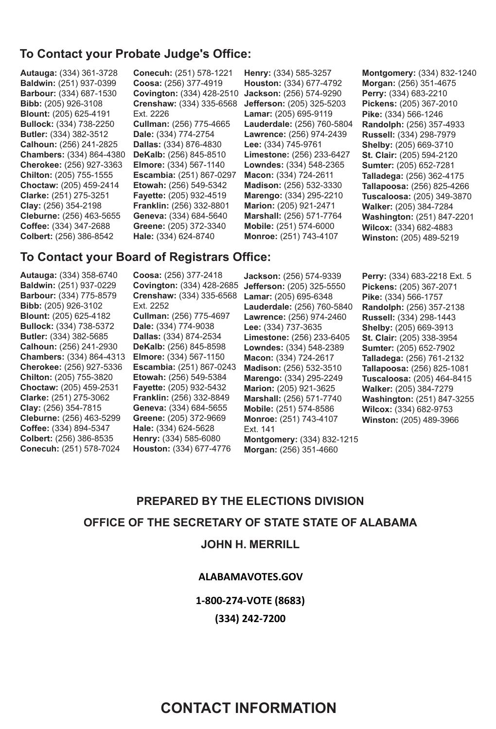## To Contact your Probate Judge's Office:

**Autauga:** (334) 361-3728
**Baldwin:** (251) 937-0399
**Barbour:** (334) 687-1530
**Bibb:** (205) 926-3108
**Blount:** (205) 625-4191
**Bullock:** (334) 738-2250
**Butler:** (334) 382-3512
**Calhoun:** (256) 241-2825
**Chambers:** (334) 864-4380
**Cherokee:** (256) 927-3363
**Chilton:** (205) 755-1555
**Choctaw:** (205) 459-2414
**Clarke:** (251) 275-3251
**Clay:** (256) 354-2198
**Cleburne:** (256) 463-5655
**Coffee:** (334) 347-2688
**Colbert:** (256) 386-8542
**Conecuh:** (251) 578-1221
**Coosa:** (256) 377-4919
**Covington:** (334) 428-2510
**Crenshaw:** (334) 335-6568 Ext. 2226
**Cullman:** (256) 775-4665
**Dale:** (334) 774-2754
**Dallas:** (334) 876-4830
**DeKalb:** (256) 845-8510
**Elmore:** (334) 567-1140
**Escambia:** (251) 867-0297
**Etowah:** (256) 549-5342
**Fayette:** (205) 932-4519
**Franklin:** (256) 332-8801
**Geneva:** (334) 684-5640
**Greene:** (205) 372-3340
**Hale:** (334) 624-8740
**Henry:** (334) 585-3257
**Houston:** (334) 677-4792
**Jackson:** (256) 574-9290
**Jefferson:** (205) 325-5203
**Lamar:** (205) 695-9119
**Lauderdale:** (256) 760-5804
**Lawrence:** (256) 974-2439
**Lee:** (334) 745-9761
**Limestone:** (256) 233-6427
**Lowndes:** (334) 548-2365
**Macon:** (334) 724-2611
**Madison:** (256) 532-3330
**Marengo:** (334) 295-2210
**Marion:** (205) 921-2471
**Marshall:** (256) 571-7764
**Mobile:** (251) 574-6000
**Monroe:** (251) 743-4107
**Montgomery:** (334) 832-1240
**Morgan:** (256) 351-4675
**Perry:** (334) 683-2210
**Pickens:** (205) 367-2010
**Pike:** (334) 566-1246
**Randolph:** (256) 357-4933
**Russell:** (334) 298-7979
**Shelby:** (205) 669-3710
**St. Clair:** (205) 594-2120
**Sumter:** (205) 652-7281
**Talladega:** (256) 362-4175
**Tallapoosa:** (256) 825-4266
**Tuscaloosa:** (205) 349-3870
**Walker:** (205) 384-7284
**Washington:** (251) 847-2201
**Wilcox:** (334) 682-4883
**Winston:** (205) 489-5219

## To Contact your Board of Registrars Office:

**Autauga:** (334) 358-6740
**Baldwin:** (251) 937-0229
**Barbour:** (334) 775-8579
**Bibb:** (205) 926-3102
**Blount:** (205) 625-4182
**Bullock:** (334) 738-5372
**Butler:** (334) 382-5685
**Calhoun:** (256) 241-2930
**Chambers:** (334) 864-4313
**Cherokee:** (256) 927-5336
**Chilton:** (205) 755-3820
**Choctaw:** (205) 459-2531
**Clarke:** (251) 275-3062
**Clay:** (256) 354-7815
**Cleburne:** (256) 463-5299
**Coffee:** (334) 894-5347
**Colbert:** (256) 386-8535
**Conecuh:** (251) 578-7024
**Coosa:** (256) 377-2418
**Covington:** (334) 428-2685
**Crenshaw:** (334) 335-6568 Ext. 2252
**Cullman:** (256) 775-4697
**Dale:** (334) 774-9038
**Dallas:** (334) 874-2534
**DeKalb:** (256) 845-8598
**Elmore:** (334) 567-1150
**Escambia:** (251) 867-0243
**Etowah:** (256) 549-5384
**Fayette:** (205) 932-5432
**Franklin:** (256) 332-8849
**Geneva:** (334) 684-5655
**Greene:** (205) 372-9669
**Hale:** (334) 624-5628
**Henry:** (334) 585-6080
**Houston:** (334) 677-4776
**Jackson:** (256) 574-9339
**Jefferson:** (205) 325-5550
**Lamar:** (205) 695-6348
**Lauderdale:** (256) 760-5840
**Lawrence:** (256) 974-2460
**Lee:** (334) 737-3635
**Limestone:** (256) 233-6405
**Lowndes:** (334) 548-2389
**Macon:** (334) 724-2617
**Madison:** (256) 532-3510
**Marengo:** (334) 295-2249
**Marion:** (205) 921-3625
**Marshall:** (256) 571-7740
**Mobile:** (251) 574-8586
**Monroe:** (251) 743-4107 Ext. 141
**Montgomery:** (334) 832-1215
**Morgan:** (256) 351-4660
**Perry:** (334) 683-2218 Ext. 5
**Pickens:** (205) 367-2071
**Pike:** (334) 566-1757
**Randolph:** (256) 357-2138
**Russell:** (334) 298-1443
**Shelby:** (205) 669-3913
**St. Clair:** (205) 338-3954
**Sumter:** (205) 652-7902
**Talladega:** (256) 761-2132
**Tallapoosa:** (256) 825-1081
**Tuscaloosa:** (205) 464-8415
**Walker:** (205) 384-7279
**Washington:** (251) 847-3255
**Wilcox:** (334) 682-9753
**Winston:** (205) 489-3966

**PREPARED BY THE ELECTIONS DIVISION**

**OFFICE OF THE SECRETARY OF STATE STATE OF ALABAMA**

**JOHN H. MERRILL**

**ALABAMAVOTES.GOV**

**1-800-274-VOTE (8683)**

**(334) 242-7200**

# CONTACT INFORMATION